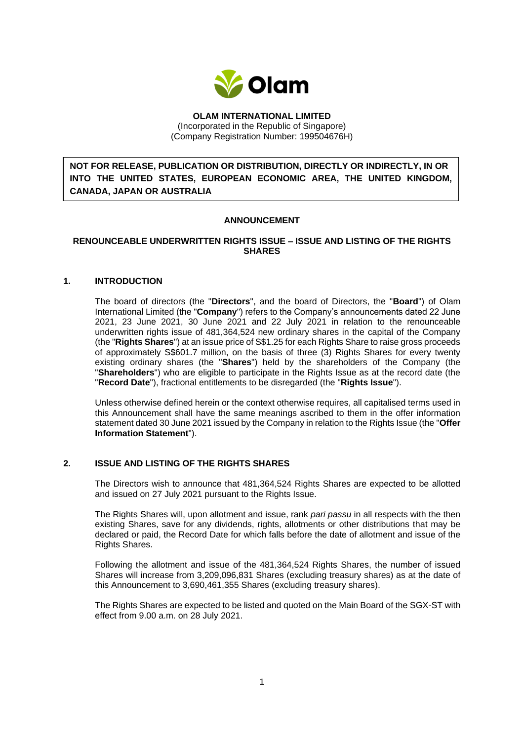**OLAM INTERNATIONAL LIMITED**
(Incorporated in the Republic of Singapore)
(Company Registration Number: 199504676H)

**NOT FOR RELEASE, PUBLICATION OR DISTRIBUTION, DIRECTLY OR INDIRECTLY, IN OR INTO THE UNITED STATES, EUROPEAN ECONOMIC AREA, THE UNITED KINGDOM, CANADA, JAPAN OR AUSTRALIA**

**ANNOUNCEMENT**

**RENOUNCEABLE UNDERWRITTEN RIGHTS ISSUE – ISSUE AND LISTING OF THE RIGHTS SHARES**

## 1. INTRODUCTION

The board of directors (the "**Directors**", and the board of Directors, the "**Board**") of Olam International Limited (the "**Company**") refers to the Company's announcements dated 22 June 2021, 23 June 2021, 30 June 2021 and 22 July 2021 in relation to the renounceable underwritten rights issue of 481,364,524 new ordinary shares in the capital of the Company (the "**Rights Shares**") at an issue price of S$1.25 for each Rights Share to raise gross proceeds of approximately S$601.7 million, on the basis of three (3) Rights Shares for every twenty existing ordinary shares (the "**Shares**") held by the shareholders of the Company (the "**Shareholders**") who are eligible to participate in the Rights Issue as at the record date (the "**Record Date**"), fractional entitlements to be disregarded (the "**Rights Issue**").

Unless otherwise defined herein or the context otherwise requires, all capitalised terms used in this Announcement shall have the same meanings ascribed to them in the offer information statement dated 30 June 2021 issued by the Company in relation to the Rights Issue (the "**Offer Information Statement**").

## 2. ISSUE AND LISTING OF THE RIGHTS SHARES

The Directors wish to announce that 481,364,524 Rights Shares are expected to be allotted and issued on 27 July 2021 pursuant to the Rights Issue.

The Rights Shares will, upon allotment and issue, rank *pari passu* in all respects with the then existing Shares, save for any dividends, rights, allotments or other distributions that may be declared or paid, the Record Date for which falls before the date of allotment and issue of the Rights Shares.

Following the allotment and issue of the 481,364,524 Rights Shares, the number of issued Shares will increase from 3,209,096,831 Shares (excluding treasury shares) as at the date of this Announcement to 3,690,461,355 Shares (excluding treasury shares).

The Rights Shares are expected to be listed and quoted on the Main Board of the SGX-ST with effect from 9.00 a.m. on 28 July 2021.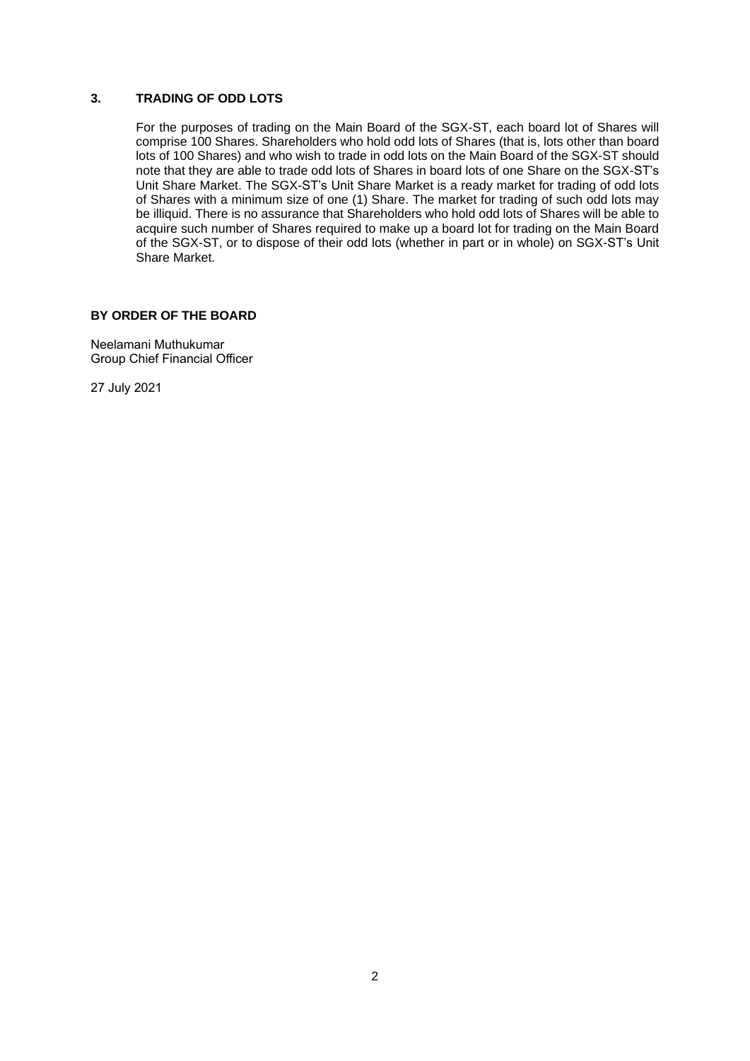### 3. TRADING OF ODD LOTS

For the purposes of trading on the Main Board of the SGX-ST, each board lot of Shares will comprise 100 Shares. Shareholders who hold odd lots of Shares (that is, lots other than board lots of 100 Shares) and who wish to trade in odd lots on the Main Board of the SGX-ST should note that they are able to trade odd lots of Shares in board lots of one Share on the SGX-ST's Unit Share Market. The SGX-ST's Unit Share Market is a ready market for trading of odd lots of Shares with a minimum size of one (1) Share. The market for trading of such odd lots may be illiquid. There is no assurance that Shareholders who hold odd lots of Shares will be able to acquire such number of Shares required to make up a board lot for trading on the Main Board of the SGX-ST, or to dispose of their odd lots (whether in part or in whole) on SGX-ST's Unit Share Market.

**BY ORDER OF THE BOARD**

Neelamani Muthukumar
Group Chief Financial Officer

27 July 2021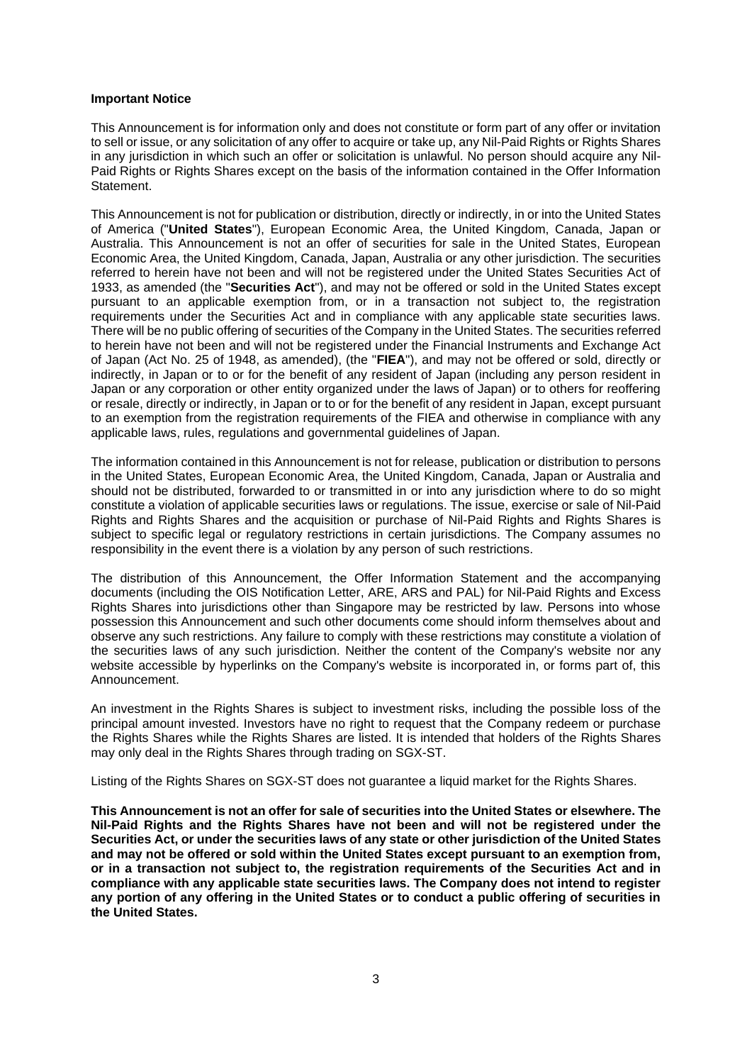**Important Notice**

This Announcement is for information only and does not constitute or form part of any offer or invitation to sell or issue, or any solicitation of any offer to acquire or take up, any Nil-Paid Rights or Rights Shares in any jurisdiction in which such an offer or solicitation is unlawful. No person should acquire any Nil-Paid Rights or Rights Shares except on the basis of the information contained in the Offer Information Statement.

This Announcement is not for publication or distribution, directly or indirectly, in or into the United States of America ("**United States**"), European Economic Area, the United Kingdom, Canada, Japan or Australia. This Announcement is not an offer of securities for sale in the United States, European Economic Area, the United Kingdom, Canada, Japan, Australia or any other jurisdiction. The securities referred to herein have not been and will not be registered under the United States Securities Act of 1933, as amended (the "**Securities Act**"), and may not be offered or sold in the United States except pursuant to an applicable exemption from, or in a transaction not subject to, the registration requirements under the Securities Act and in compliance with any applicable state securities laws. There will be no public offering of securities of the Company in the United States. The securities referred to herein have not been and will not be registered under the Financial Instruments and Exchange Act of Japan (Act No. 25 of 1948, as amended), (the "**FIEA**"), and may not be offered or sold, directly or indirectly, in Japan or to or for the benefit of any resident of Japan (including any person resident in Japan or any corporation or other entity organized under the laws of Japan) or to others for reoffering or resale, directly or indirectly, in Japan or to or for the benefit of any resident in Japan, except pursuant to an exemption from the registration requirements of the FIEA and otherwise in compliance with any applicable laws, rules, regulations and governmental guidelines of Japan.

The information contained in this Announcement is not for release, publication or distribution to persons in the United States, European Economic Area, the United Kingdom, Canada, Japan or Australia and should not be distributed, forwarded to or transmitted in or into any jurisdiction where to do so might constitute a violation of applicable securities laws or regulations. The issue, exercise or sale of Nil-Paid Rights and Rights Shares and the acquisition or purchase of Nil-Paid Rights and Rights Shares is subject to specific legal or regulatory restrictions in certain jurisdictions. The Company assumes no responsibility in the event there is a violation by any person of such restrictions.

The distribution of this Announcement, the Offer Information Statement and the accompanying documents (including the OIS Notification Letter, ARE, ARS and PAL) for Nil-Paid Rights and Excess Rights Shares into jurisdictions other than Singapore may be restricted by law. Persons into whose possession this Announcement and such other documents come should inform themselves about and observe any such restrictions. Any failure to comply with these restrictions may constitute a violation of the securities laws of any such jurisdiction. Neither the content of the Company's website nor any website accessible by hyperlinks on the Company's website is incorporated in, or forms part of, this Announcement.

An investment in the Rights Shares is subject to investment risks, including the possible loss of the principal amount invested. Investors have no right to request that the Company redeem or purchase the Rights Shares while the Rights Shares are listed. It is intended that holders of the Rights Shares may only deal in the Rights Shares through trading on SGX-ST.

Listing of the Rights Shares on SGX-ST does not guarantee a liquid market for the Rights Shares.

**This Announcement is not an offer for sale of securities into the United States or elsewhere. The Nil-Paid Rights and the Rights Shares have not been and will not be registered under the Securities Act, or under the securities laws of any state or other jurisdiction of the United States and may not be offered or sold within the United States except pursuant to an exemption from, or in a transaction not subject to, the registration requirements of the Securities Act and in compliance with any applicable state securities laws. The Company does not intend to register any portion of any offering in the United States or to conduct a public offering of securities in the United States.**